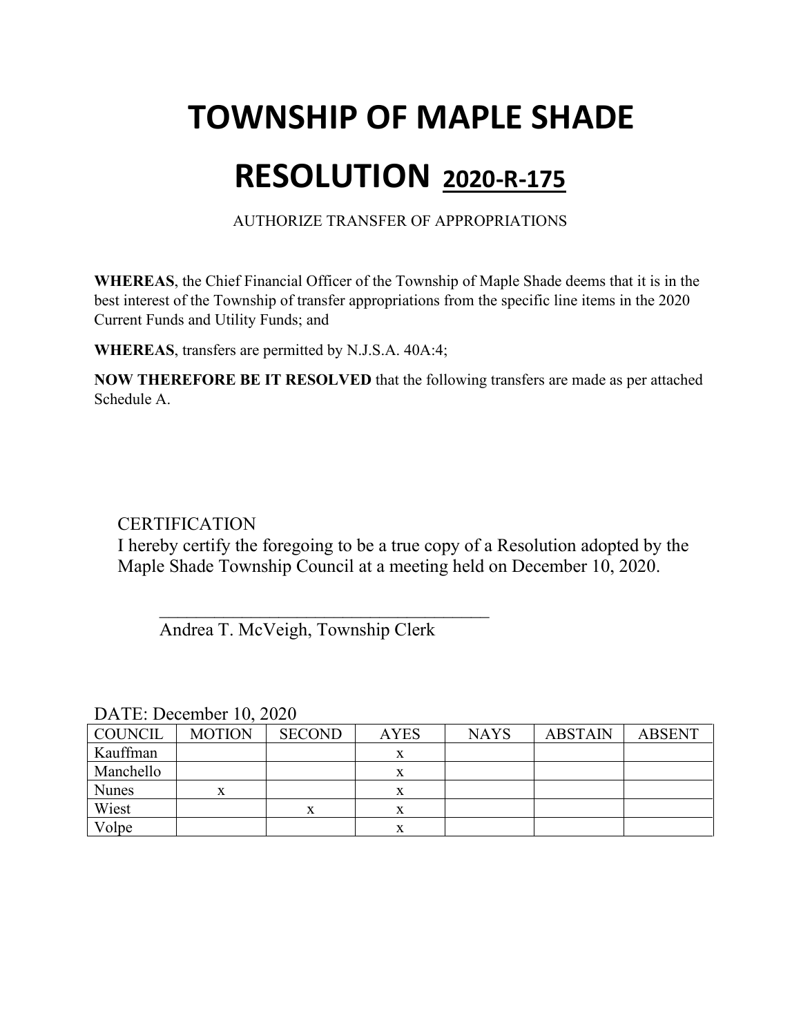# TOWNSHIP OF MAPLE SHADE

# RESOLUTION 2020-R-175

AUTHORIZE TRANSFER OF APPROPRIATIONS

**WHEREAS**, the Chief Financial Officer of the Township of Maple Shade deems that it is in the best interest of the Township of transfer appropriations from the specific line items in the 2020 Current Funds and Utility Funds; and

**WHEREAS**, transfers are permitted by N.J.S.A. 40A:4;

**NOW THEREFORE BE IT RESOLVED** that the following transfers are made as per attached Schedule A.

CERTIFICATION

I hereby certify the foregoing to be a true copy of a Resolution adopted by the Maple Shade Township Council at a meeting held on December 10, 2020.

\_\_\_\_\_\_\_\_\_\_\_\_\_\_\_\_\_\_\_\_\_\_\_\_\_\_\_\_\_\_\_\_\_\_\_\_\_\_

Andrea T. McVeigh, Township Clerk

DATE: December 10, 2020

| COUNCIL | MOTION | SECOND | AYES | NAYS | ABSTAIN | ABSENT |
|---|---|---|---|---|---|---|
| Kauffman | | | x | | | |
| Manchello | | | x | | | |
| Nunes | x | | x | | | |
| Wiest | | x | x | | | |
| Volpe | | | x | | | |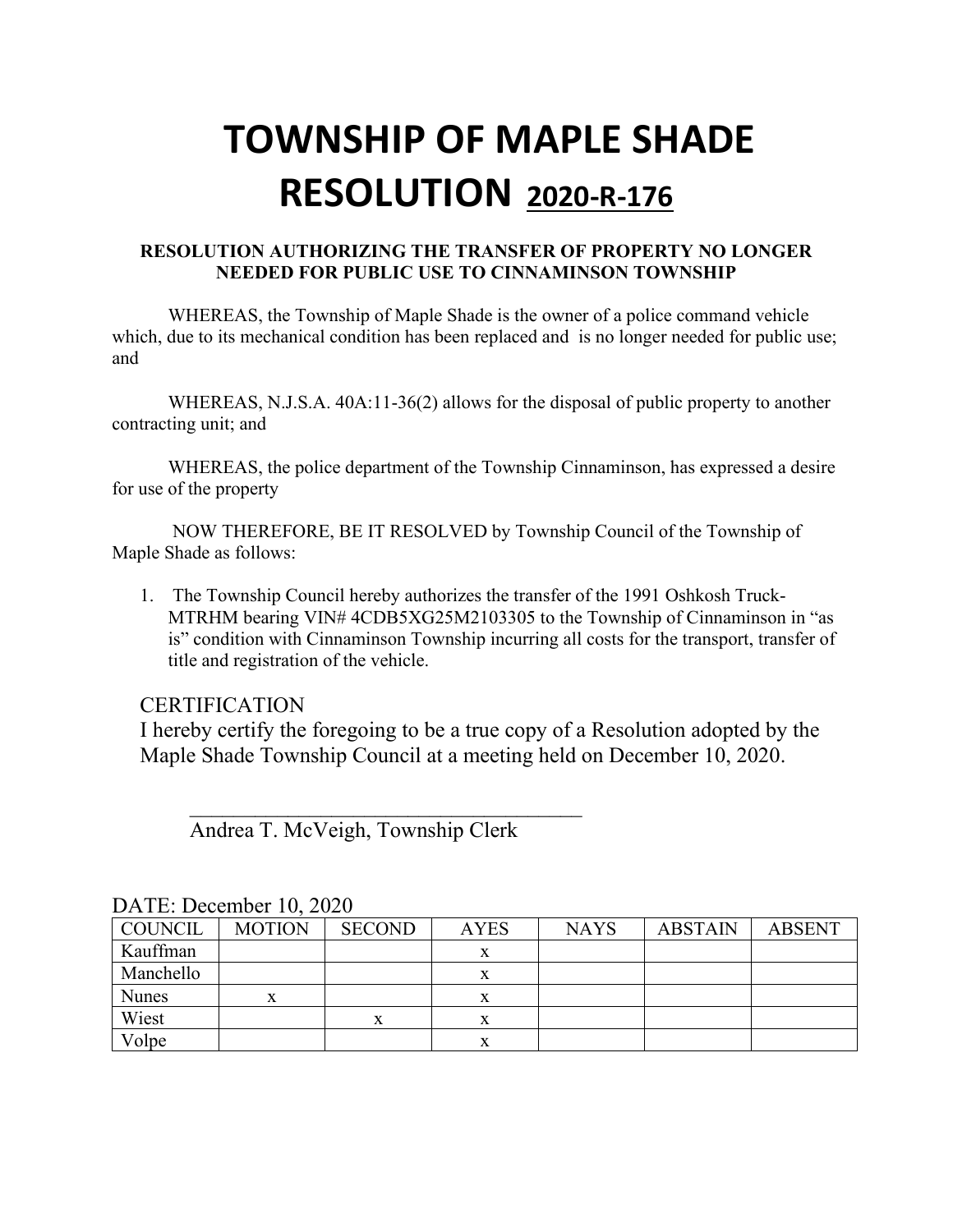# TOWNSHIP OF MAPLE SHADE
# RESOLUTION 2020-R-176

**RESOLUTION AUTHORIZING THE TRANSFER OF PROPERTY NO LONGER NEEDED FOR PUBLIC USE TO CINNAMINSON TOWNSHIP**

WHEREAS, the Township of Maple Shade is the owner of a police command vehicle which, due to its mechanical condition has been replaced and is no longer needed for public use; and

WHEREAS, N.J.S.A. 40A:11-36(2) allows for the disposal of public property to another contracting unit; and

WHEREAS, the police department of the Township Cinnaminson, has expressed a desire for use of the property

NOW THEREFORE, BE IT RESOLVED by Township Council of the Township of Maple Shade as follows:

1. The Township Council hereby authorizes the transfer of the 1991 Oshkosh Truck-MTRHM bearing VIN# 4CDB5XG25M2103305 to the Township of Cinnaminson in "as is" condition with Cinnaminson Township incurring all costs for the transport, transfer of title and registration of the vehicle.

CERTIFICATION
I hereby certify the foregoing to be a true copy of a Resolution adopted by the Maple Shade Township Council at a meeting held on December 10, 2020.

\_\_\_\_\_\_\_\_\_\_\_\_\_\_\_\_\_\_\_\_\_\_\_\_\_\_\_\_\_\_\_\_\_\_\_\_\_
Andrea T. McVeigh, Township Clerk

DATE: December 10, 2020

| COUNCIL | MOTION | SECOND | AYES | NAYS | ABSTAIN | ABSENT |
|---|---|---|---|---|---|---|
| Kauffman | | | x | | | |
| Manchello | | | x | | | |
| Nunes | x | | x | | | |
| Wiest | | x | x | | | |
| Volpe | | | x | | | |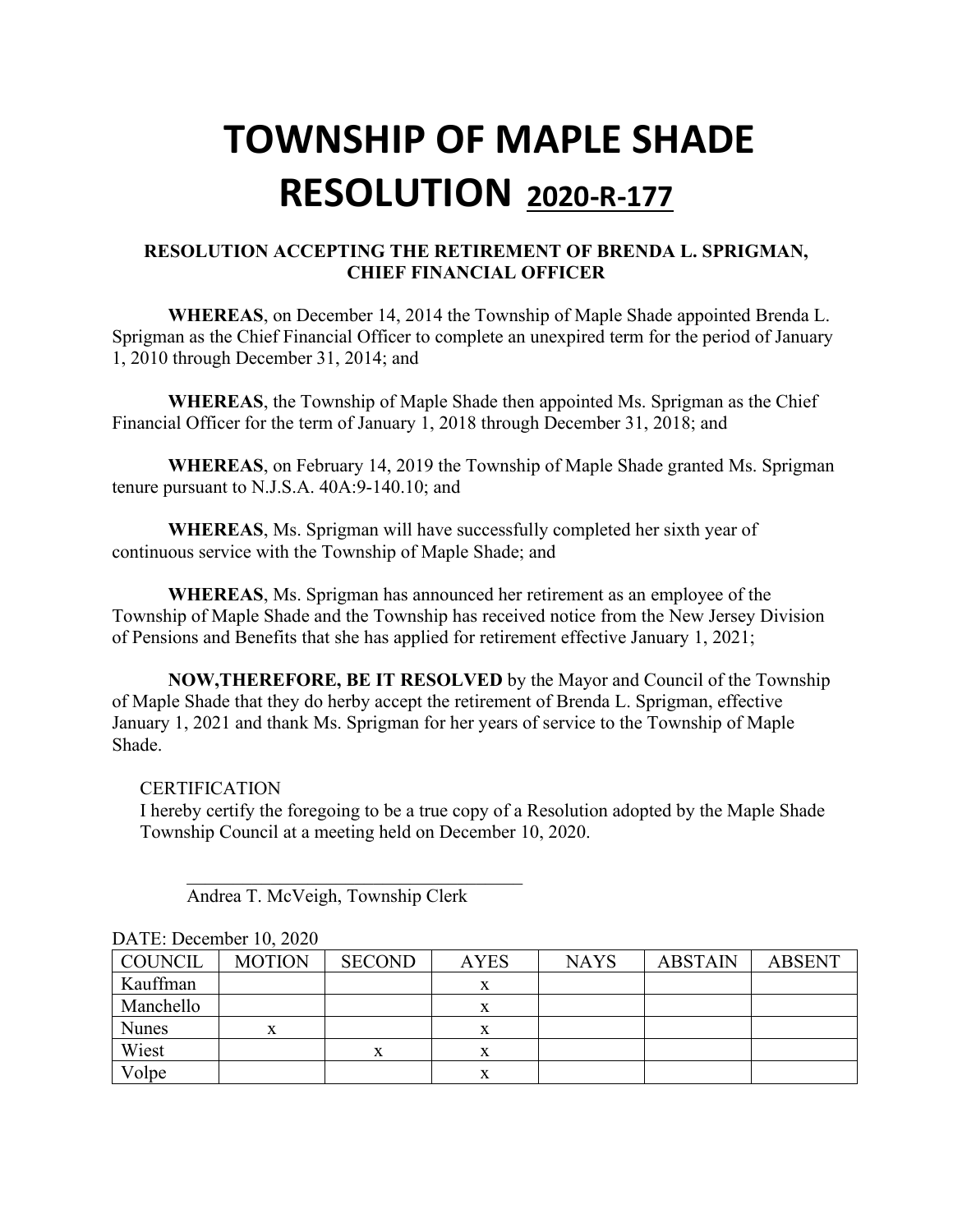# TOWNSHIP OF MAPLE SHADE RESOLUTION 2020-R-177

**RESOLUTION ACCEPTING THE RETIREMENT OF BRENDA L. SPRIGMAN, CHIEF FINANCIAL OFFICER**

**WHEREAS**, on December 14, 2014 the Township of Maple Shade appointed Brenda L. Sprigman as the Chief Financial Officer to complete an unexpired term for the period of January 1, 2010 through December 31, 2014; and

**WHEREAS**, the Township of Maple Shade then appointed Ms. Sprigman as the Chief Financial Officer for the term of January 1, 2018 through December 31, 2018; and

**WHEREAS**, on February 14, 2019 the Township of Maple Shade granted Ms. Sprigman tenure pursuant to N.J.S.A. 40A:9-140.10; and

**WHEREAS**, Ms. Sprigman will have successfully completed her sixth year of continuous service with the Township of Maple Shade; and

**WHEREAS**, Ms. Sprigman has announced her retirement as an employee of the Township of Maple Shade and the Township has received notice from the New Jersey Division of Pensions and Benefits that she has applied for retirement effective January 1, 2021;

**NOW,THEREFORE, BE IT RESOLVED** by the Mayor and Council of the Township of Maple Shade that they do herby accept the retirement of Brenda L. Sprigman, effective January 1, 2021 and thank Ms. Sprigman for her years of service to the Township of Maple Shade.

CERTIFICATION

I hereby certify the foregoing to be a true copy of a Resolution adopted by the Maple Shade Township Council at a meeting held on December 10, 2020.

\_\_\_\_\_\_\_\_\_\_\_\_\_\_\_\_\_\_\_\_\_\_\_\_\_\_\_\_\_\_\_\_\_\_\_\_

Andrea T. McVeigh, Township Clerk

DATE: December 10, 2020

| COUNCIL | MOTION | SECOND | AYES | NAYS | ABSTAIN | ABSENT |
|---|---|---|---|---|---|---|
| Kauffman | | | x | | | |
| Manchello | | | x | | | |
| Nunes | x | | x | | | |
| Wiest | | x | x | | | |
| Volpe | | | x | | | |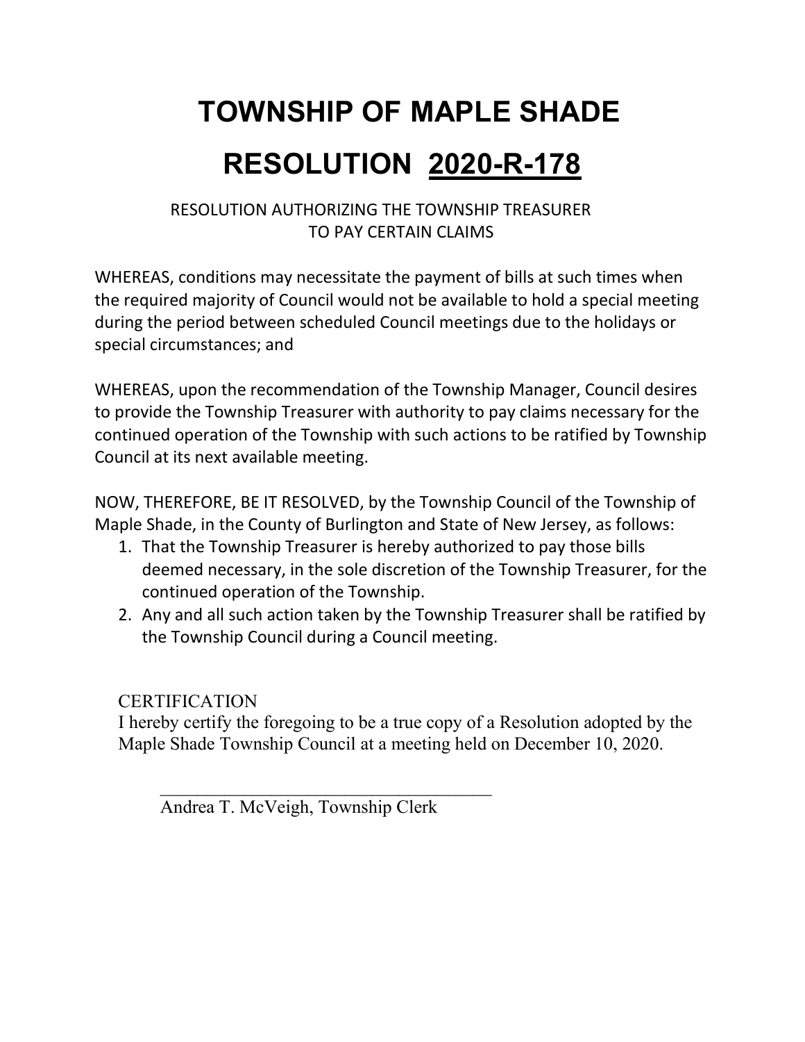# TOWNSHIP OF MAPLE SHADE

# RESOLUTION 2020-R-178

RESOLUTION AUTHORIZING THE TOWNSHIP TREASURER
TO PAY CERTAIN CLAIMS

WHEREAS, conditions may necessitate the payment of bills at such times when the required majority of Council would not be available to hold a special meeting during the period between scheduled Council meetings due to the holidays or special circumstances; and

WHEREAS, upon the recommendation of the Township Manager, Council desires to provide the Township Treasurer with authority to pay claims necessary for the continued operation of the Township with such actions to be ratified by Township Council at its next available meeting.

NOW, THEREFORE, BE IT RESOLVED, by the Township Council of the Township of Maple Shade, in the County of Burlington and State of New Jersey, as follows:

1. That the Township Treasurer is hereby authorized to pay those bills deemed necessary, in the sole discretion of the Township Treasurer, for the continued operation of the Township.
2. Any and all such action taken by the Township Treasurer shall be ratified by the Township Council during a Council meeting.

CERTIFICATION
I hereby certify the foregoing to be a true copy of a Resolution adopted by the Maple Shade Township Council at a meeting held on December 10, 2020.

_____________________________________
Andrea T. McVeigh, Township Clerk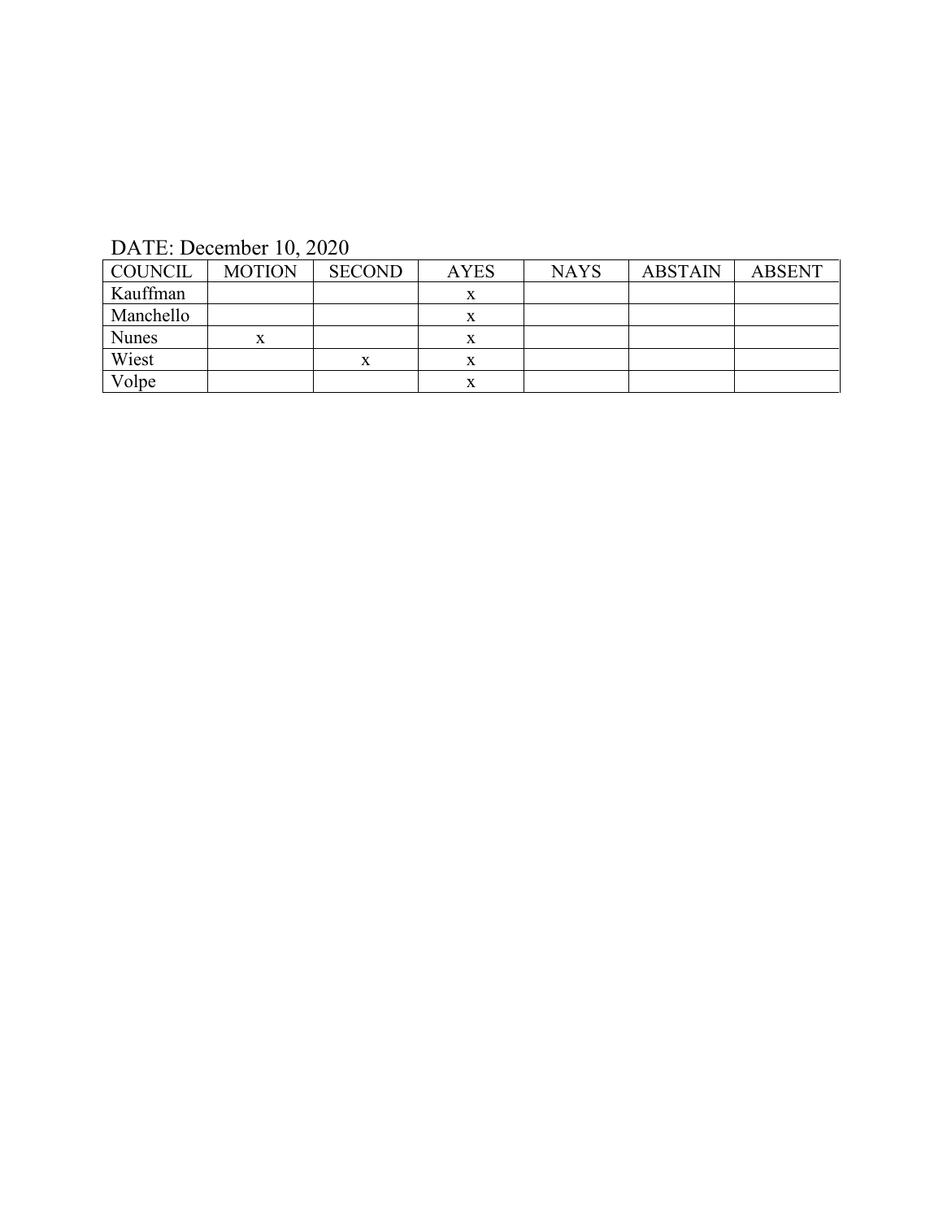DATE: December 10, 2020

| COUNCIL | MOTION | SECOND | AYES | NAYS | ABSTAIN | ABSENT |
|---|---|---|---|---|---|---|
| Kauffman | | | x | | | |
| Manchello | | | x | | | |
| Nunes | x | | x | | | |
| Wiest | | x | x | | | |
| Volpe | | | x | | | |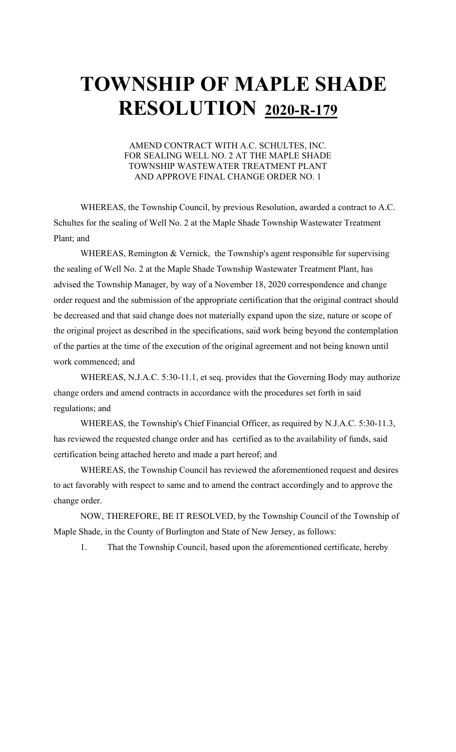# TOWNSHIP OF MAPLE SHADE RESOLUTION 2020-R-179

AMEND CONTRACT WITH A.C. SCHULTES, INC. FOR SEALING WELL NO. 2 AT THE MAPLE SHADE TOWNSHIP WASTEWATER TREATMENT PLANT AND APPROVE FINAL CHANGE ORDER NO. 1

WHEREAS, the Township Council, by previous Resolution, awarded a contract to A.C. Schultes for the sealing of Well No. 2 at the Maple Shade Township Wastewater Treatment Plant; and

WHEREAS, Remington & Vernick, the Township's agent responsible for supervising the sealing of Well No. 2 at the Maple Shade Township Wastewater Treatment Plant, has advised the Township Manager, by way of a November 18, 2020 correspondence and change order request and the submission of the appropriate certification that the original contract should be decreased and that said change does not materially expand upon the size, nature or scope of the original project as described in the specifications, said work being beyond the contemplation of the parties at the time of the execution of the original agreement and not being known until work commenced; and

WHEREAS, N.J.A.C. 5:30-11.1, et seq. provides that the Governing Body may authorize change orders and amend contracts in accordance with the procedures set forth in said regulations; and

WHEREAS, the Township's Chief Financial Officer, as required by N.J.A.C. 5:30-11.3, has reviewed the requested change order and has certified as to the availability of funds, said certification being attached hereto and made a part hereof; and

WHEREAS, the Township Council has reviewed the aforementioned request and desires to act favorably with respect to same and to amend the contract accordingly and to approve the change order.

NOW, THEREFORE, BE IT RESOLVED, by the Township Council of the Township of Maple Shade, in the County of Burlington and State of New Jersey, as follows:

1. That the Township Council, based upon the aforementioned certificate, hereby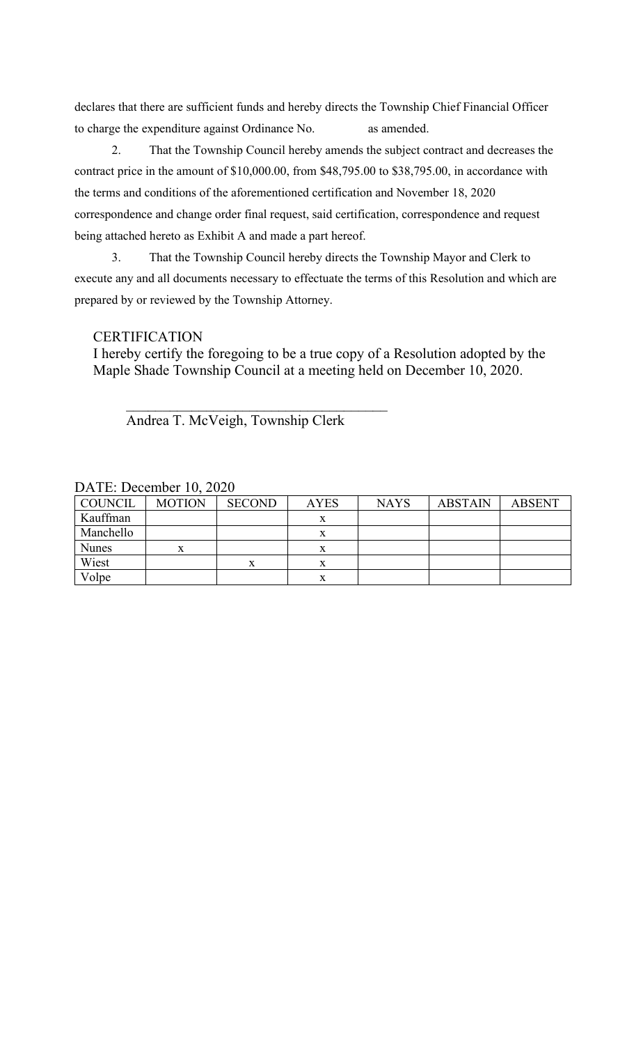declares that there are sufficient funds and hereby directs the Township Chief Financial Officer to charge the expenditure against Ordinance No.               as amended.

2. That the Township Council hereby amends the subject contract and decreases the contract price in the amount of $10,000.00, from $48,795.00 to $38,795.00, in accordance with the terms and conditions of the aforementioned certification and November 18, 2020 correspondence and change order final request, said certification, correspondence and request being attached hereto as Exhibit A and made a part hereof.

3. That the Township Council hereby directs the Township Mayor and Clerk to execute any and all documents necessary to effectuate the terms of this Resolution and which are prepared by or reviewed by the Township Attorney.

CERTIFICATION

I hereby certify the foregoing to be a true copy of a Resolution adopted by the Maple Shade Township Council at a meeting held on December 10, 2020.

\_\_\_\_\_\_\_\_\_\_\_\_\_\_\_\_\_\_\_\_\_\_\_\_\_\_\_\_\_\_\_\_\_\_\_\_\_\_

Andrea T. McVeigh, Township Clerk

DATE: December 10, 2020

| COUNCIL | MOTION | SECOND | AYES | NAYS | ABSTAIN | ABSENT |
|---|---|---|---|---|---|---|
| Kauffman | | | x | | | |
| Manchello | | | x | | | |
| Nunes | x | | x | | | |
| Wiest | | x | x | | | |
| Volpe | | | x | | | |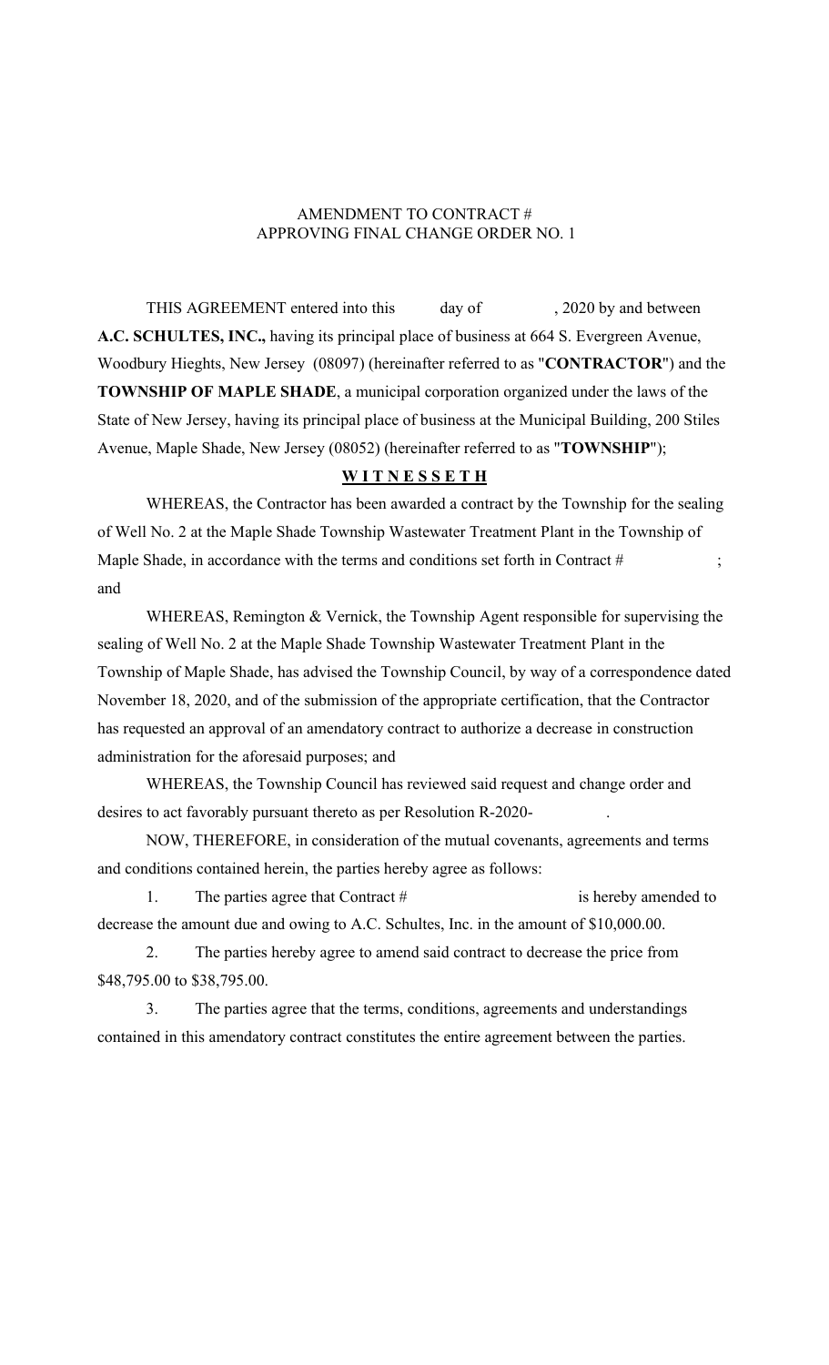AMENDMENT TO CONTRACT #
APPROVING FINAL CHANGE ORDER NO. 1

THIS AGREEMENT entered into this day of , 2020 by and between **A.C. SCHULTES, INC.,** having its principal place of business at 664 S. Evergreen Avenue, Woodbury Hieghts, New Jersey (08097) (hereinafter referred to as "**CONTRACTOR**") and the **TOWNSHIP OF MAPLE SHADE**, a municipal corporation organized under the laws of the State of New Jersey, having its principal place of business at the Municipal Building, 200 Stiles Avenue, Maple Shade, New Jersey (08052) (hereinafter referred to as "**TOWNSHIP**");

**W I T N E S S E T H**

WHEREAS, the Contractor has been awarded a contract by the Township for the sealing of Well No. 2 at the Maple Shade Township Wastewater Treatment Plant in the Township of Maple Shade, in accordance with the terms and conditions set forth in Contract # ; and

WHEREAS, Remington & Vernick, the Township Agent responsible for supervising the sealing of Well No. 2 at the Maple Shade Township Wastewater Treatment Plant in the Township of Maple Shade, has advised the Township Council, by way of a correspondence dated November 18, 2020, and of the submission of the appropriate certification, that the Contractor has requested an approval of an amendatory contract to authorize a decrease in construction administration for the aforesaid purposes; and

WHEREAS, the Township Council has reviewed said request and change order and desires to act favorably pursuant thereto as per Resolution R-2020- .

NOW, THEREFORE, in consideration of the mutual covenants, agreements and terms and conditions contained herein, the parties hereby agree as follows:

1. The parties agree that Contract # is hereby amended to decrease the amount due and owing to A.C. Schultes, Inc. in the amount of $10,000.00.

2. The parties hereby agree to amend said contract to decrease the price from $48,795.00 to $38,795.00.

3. The parties agree that the terms, conditions, agreements and understandings contained in this amendatory contract constitutes the entire agreement between the parties.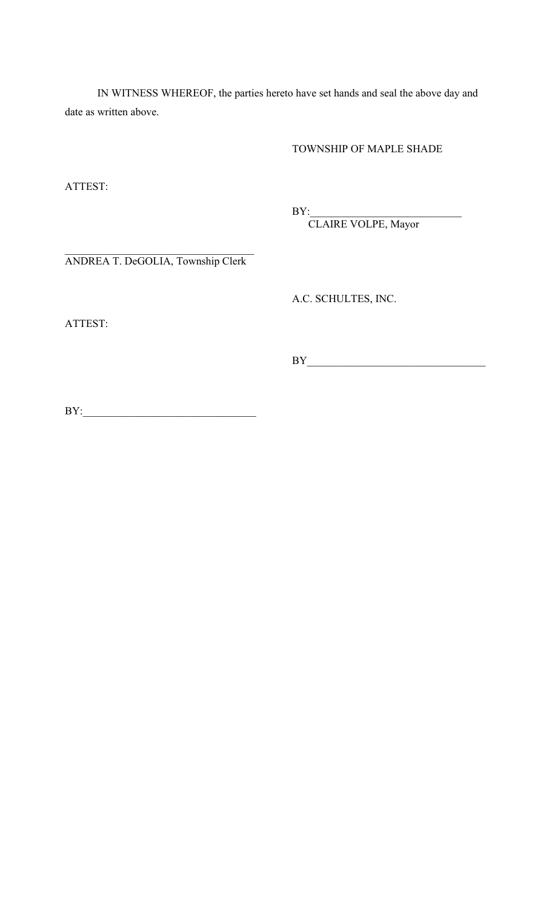IN WITNESS WHEREOF, the parties hereto have set hands and seal the above day and date as written above.

TOWNSHIP OF MAPLE SHADE

ATTEST:

BY:____________________________
CLAIRE VOLPE, Mayor

________________________________
ANDREA T. DeGOLIA, Township Clerk

A.C. SCHULTES, INC.

ATTEST:

BY________________________________

BY:_______________________________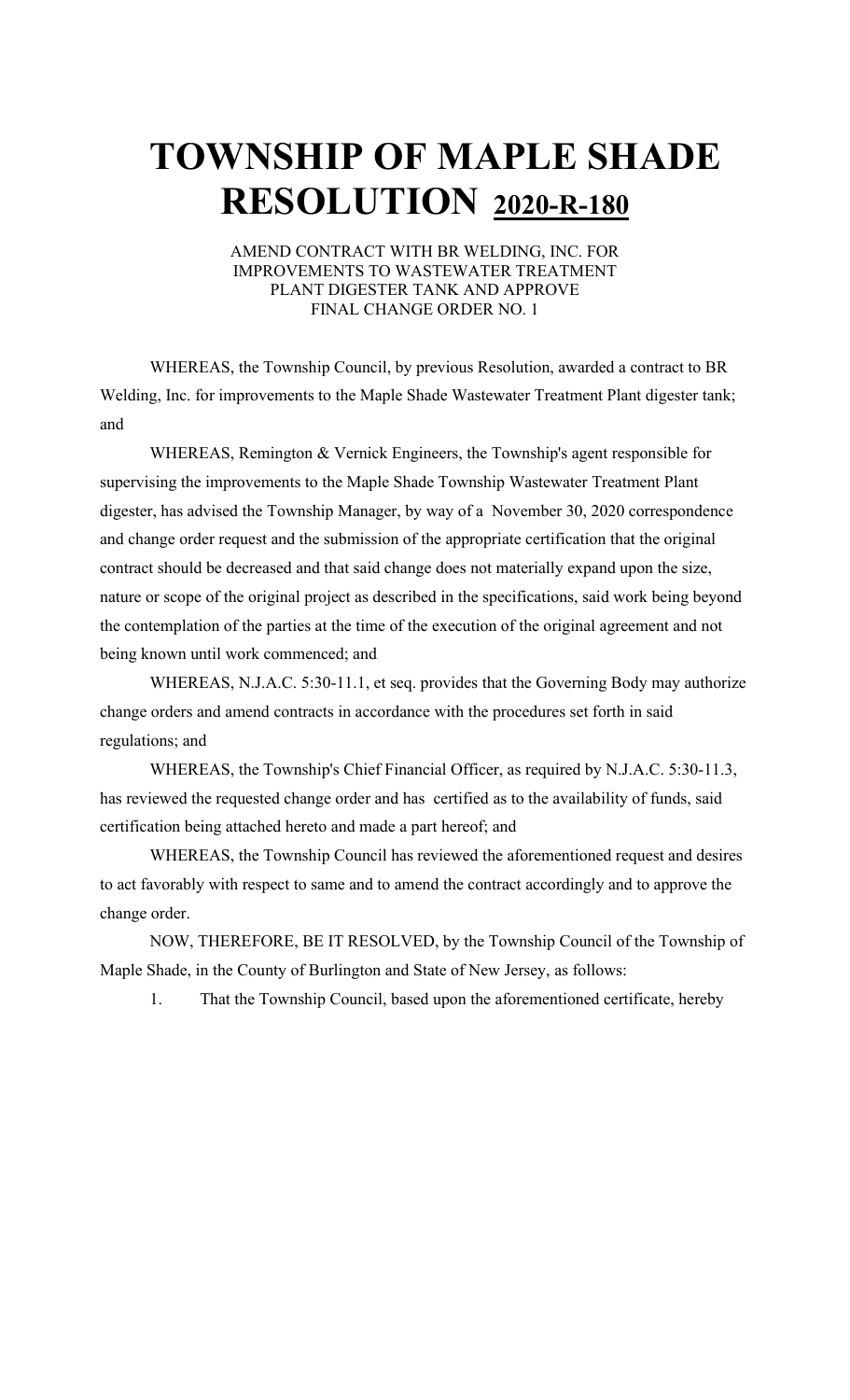# TOWNSHIP OF MAPLE SHADE RESOLUTION 2020-R-180

AMEND CONTRACT WITH BR WELDING, INC. FOR IMPROVEMENTS TO WASTEWATER TREATMENT PLANT DIGESTER TANK AND APPROVE FINAL CHANGE ORDER NO. 1

WHEREAS, the Township Council, by previous Resolution, awarded a contract to BR Welding, Inc. for improvements to the Maple Shade Wastewater Treatment Plant digester tank; and

WHEREAS, Remington & Vernick Engineers, the Township's agent responsible for supervising the improvements to the Maple Shade Township Wastewater Treatment Plant digester, has advised the Township Manager, by way of a November 30, 2020 correspondence and change order request and the submission of the appropriate certification that the original contract should be decreased and that said change does not materially expand upon the size, nature or scope of the original project as described in the specifications, said work being beyond the contemplation of the parties at the time of the execution of the original agreement and not being known until work commenced; and

WHEREAS, N.J.A.C. 5:30-11.1, et seq. provides that the Governing Body may authorize change orders and amend contracts in accordance with the procedures set forth in said regulations; and

WHEREAS, the Township's Chief Financial Officer, as required by N.J.A.C. 5:30-11.3, has reviewed the requested change order and has certified as to the availability of funds, said certification being attached hereto and made a part hereof; and

WHEREAS, the Township Council has reviewed the aforementioned request and desires to act favorably with respect to same and to amend the contract accordingly and to approve the change order.

NOW, THEREFORE, BE IT RESOLVED, by the Township Council of the Township of Maple Shade, in the County of Burlington and State of New Jersey, as follows:

1. That the Township Council, based upon the aforementioned certificate, hereby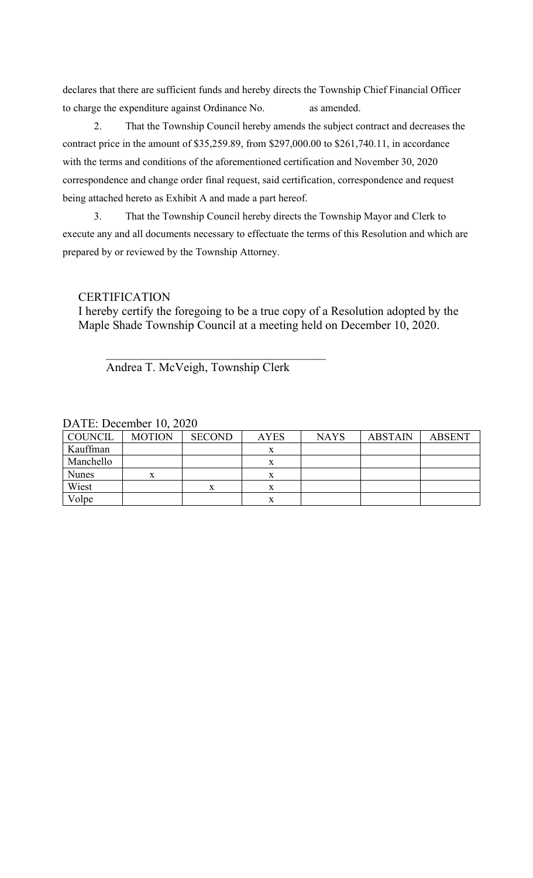declares that there are sufficient funds and hereby directs the Township Chief Financial Officer to charge the expenditure against Ordinance No. as amended.

2. That the Township Council hereby amends the subject contract and decreases the contract price in the amount of $35,259.89, from $297,000.00 to $261,740.11, in accordance with the terms and conditions of the aforementioned certification and November 30, 2020 correspondence and change order final request, said certification, correspondence and request being attached hereto as Exhibit A and made a part hereof.

3. That the Township Council hereby directs the Township Mayor and Clerk to execute any and all documents necessary to effectuate the terms of this Resolution and which are prepared by or reviewed by the Township Attorney.

CERTIFICATION

I hereby certify the foregoing to be a true copy of a Resolution adopted by the Maple Shade Township Council at a meeting held on December 10, 2020.

\_\_\_\_\_\_\_\_\_\_\_\_\_\_\_\_\_\_\_\_\_\_\_\_\_\_\_\_\_\_\_\_\_\_\_\_\_\_

Andrea T. McVeigh, Township Clerk

DATE: December 10, 2020

| COUNCIL | MOTION | SECOND | AYES | NAYS | ABSTAIN | ABSENT |
|---|---|---|---|---|---|---|
| Kauffman | | | x | | | |
| Manchello | | | x | | | |
| Nunes | x | | x | | | |
| Wiest | | x | x | | | |
| Volpe | | | x | | | |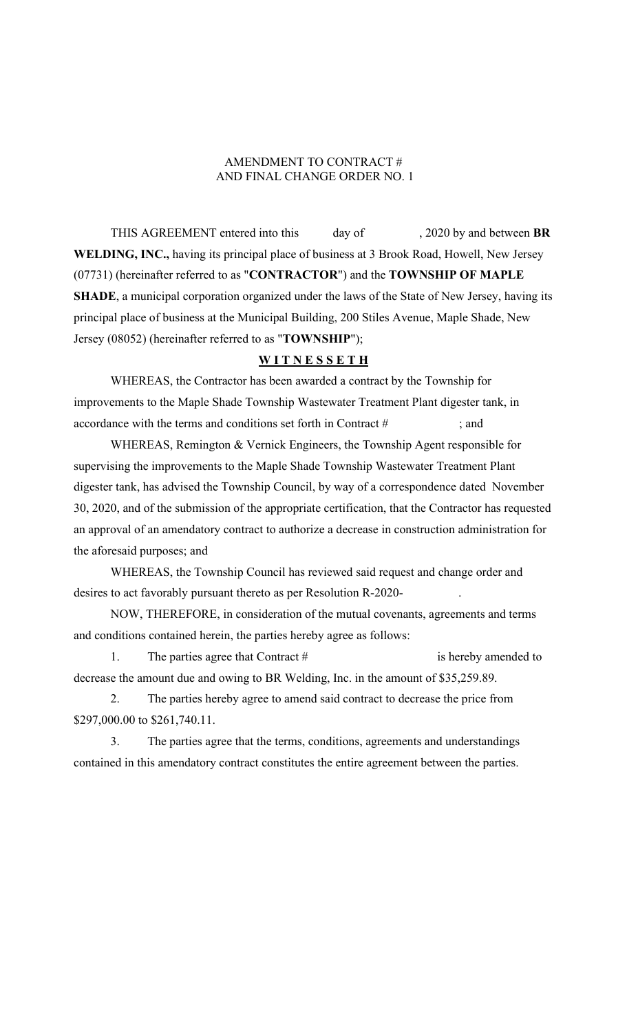AMENDMENT TO CONTRACT #
AND FINAL CHANGE ORDER NO. 1

THIS AGREEMENT entered into this day of , 2020 by and between **BR WELDING, INC.,** having its principal place of business at 3 Brook Road, Howell, New Jersey (07731) (hereinafter referred to as "**CONTRACTOR**") and the **TOWNSHIP OF MAPLE SHADE**, a municipal corporation organized under the laws of the State of New Jersey, having its principal place of business at the Municipal Building, 200 Stiles Avenue, Maple Shade, New Jersey (08052) (hereinafter referred to as "**TOWNSHIP**");

**W I T N E S S E T H**

WHEREAS, the Contractor has been awarded a contract by the Township for improvements to the Maple Shade Township Wastewater Treatment Plant digester tank, in accordance with the terms and conditions set forth in Contract # ; and

WHEREAS, Remington & Vernick Engineers, the Township Agent responsible for supervising the improvements to the Maple Shade Township Wastewater Treatment Plant digester tank, has advised the Township Council, by way of a correspondence dated November 30, 2020, and of the submission of the appropriate certification, that the Contractor has requested an approval of an amendatory contract to authorize a decrease in construction administration for the aforesaid purposes; and

WHEREAS, the Township Council has reviewed said request and change order and desires to act favorably pursuant thereto as per Resolution R-2020- .

NOW, THEREFORE, in consideration of the mutual covenants, agreements and terms and conditions contained herein, the parties hereby agree as follows:

1. The parties agree that Contract # is hereby amended to decrease the amount due and owing to BR Welding, Inc. in the amount of $35,259.89.

2. The parties hereby agree to amend said contract to decrease the price from $297,000.00 to $261,740.11.

3. The parties agree that the terms, conditions, agreements and understandings contained in this amendatory contract constitutes the entire agreement between the parties.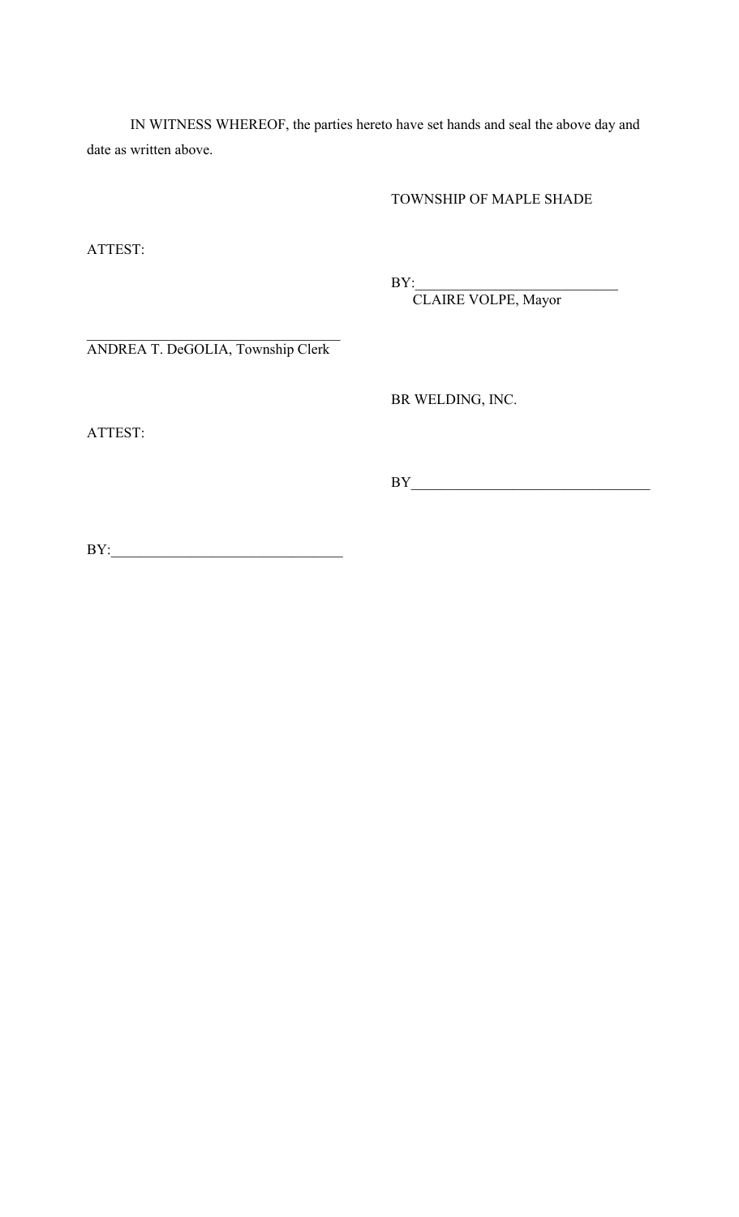IN WITNESS WHEREOF, the parties hereto have set hands and seal the above day and date as written above.

TOWNSHIP OF MAPLE SHADE

ATTEST:

BY:____________________________
CLAIRE VOLPE, Mayor

________________________________
ANDREA T. DeGOLIA, Township Clerk

BR WELDING, INC.

ATTEST:

BY________________________________

BY:_______________________________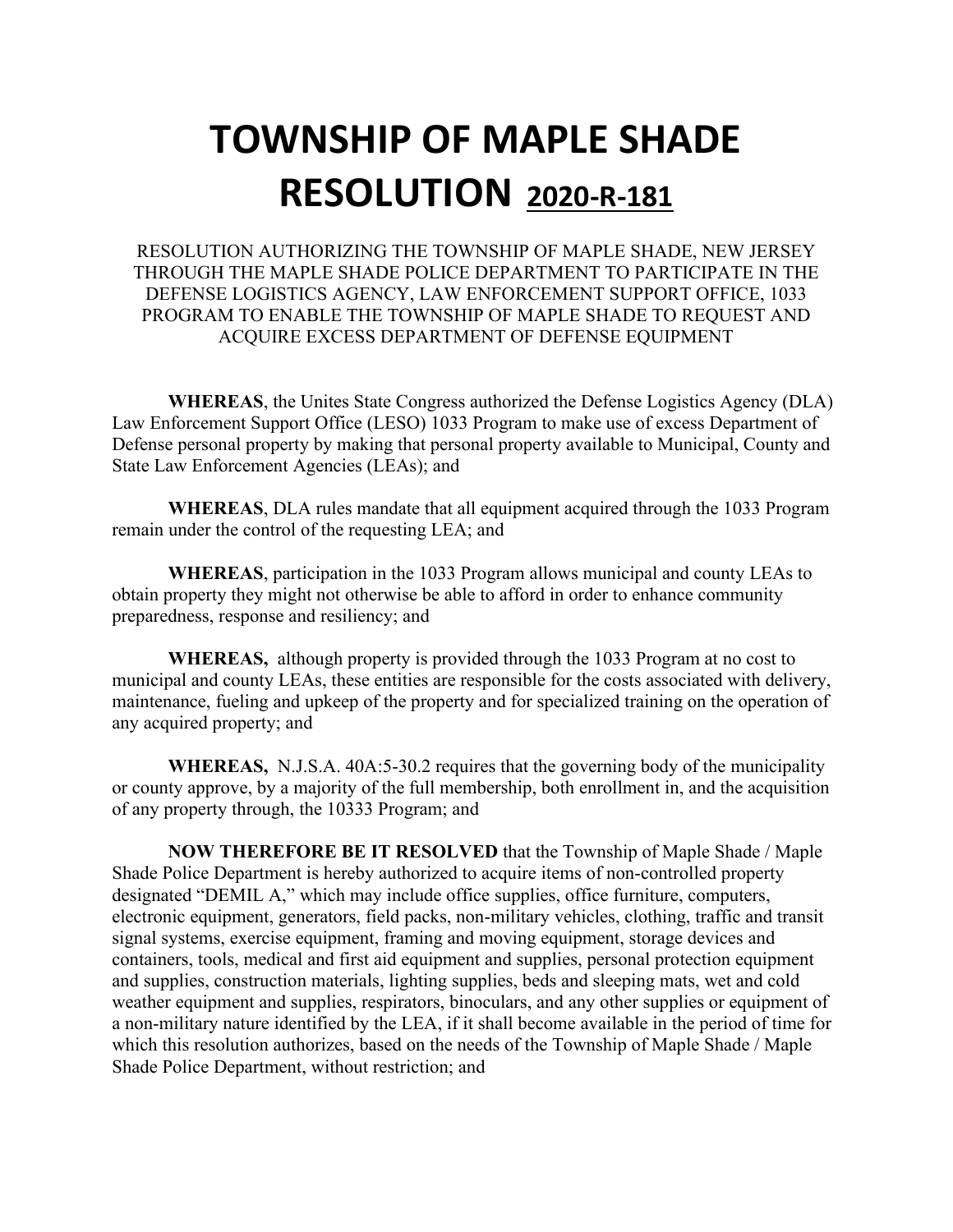# TOWNSHIP OF MAPLE SHADE
# RESOLUTION <u>2020-R-181</u>

RESOLUTION AUTHORIZING THE TOWNSHIP OF MAPLE SHADE, NEW JERSEY THROUGH THE MAPLE SHADE POLICE DEPARTMENT TO PARTICIPATE IN THE DEFENSE LOGISTICS AGENCY, LAW ENFORCEMENT SUPPORT OFFICE, 1033 PROGRAM TO ENABLE THE TOWNSHIP OF MAPLE SHADE TO REQUEST AND ACQUIRE EXCESS DEPARTMENT OF DEFENSE EQUIPMENT

**WHEREAS**, the Unites State Congress authorized the Defense Logistics Agency (DLA) Law Enforcement Support Office (LESO) 1033 Program to make use of excess Department of Defense personal property by making that personal property available to Municipal, County and State Law Enforcement Agencies (LEAs); and

**WHEREAS**, DLA rules mandate that all equipment acquired through the 1033 Program remain under the control of the requesting LEA; and

**WHEREAS**, participation in the 1033 Program allows municipal and county LEAs to obtain property they might not otherwise be able to afford in order to enhance community preparedness, response and resiliency; and

**WHEREAS,** although property is provided through the 1033 Program at no cost to municipal and county LEAs, these entities are responsible for the costs associated with delivery, maintenance, fueling and upkeep of the property and for specialized training on the operation of any acquired property; and

**WHEREAS,** N.J.S.A. 40A:5-30.2 requires that the governing body of the municipality or county approve, by a majority of the full membership, both enrollment in, and the acquisition of any property through, the 10333 Program; and

**NOW THEREFORE BE IT RESOLVED** that the Township of Maple Shade / Maple Shade Police Department is hereby authorized to acquire items of non-controlled property designated "DEMIL A," which may include office supplies, office furniture, computers, electronic equipment, generators, field packs, non-military vehicles, clothing, traffic and transit signal systems, exercise equipment, framing and moving equipment, storage devices and containers, tools, medical and first aid equipment and supplies, personal protection equipment and supplies, construction materials, lighting supplies, beds and sleeping mats, wet and cold weather equipment and supplies, respirators, binoculars, and any other supplies or equipment of a non-military nature identified by the LEA, if it shall become available in the period of time for which this resolution authorizes, based on the needs of the Township of Maple Shade / Maple Shade Police Department, without restriction; and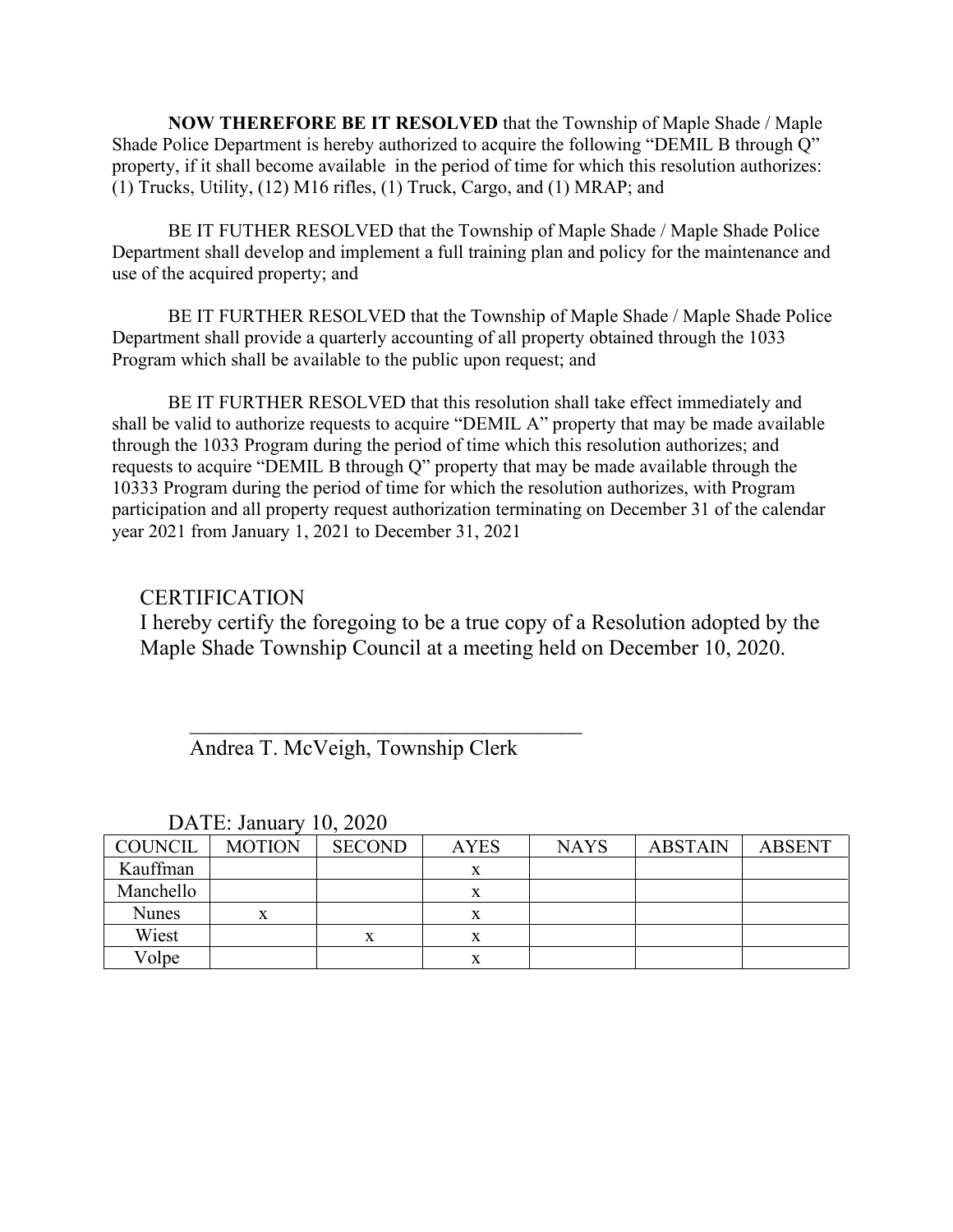**NOW THEREFORE BE IT RESOLVED** that the Township of Maple Shade / Maple Shade Police Department is hereby authorized to acquire the following "DEMIL B through Q" property, if it shall become available in the period of time for which this resolution authorizes: (1) Trucks, Utility, (12) M16 rifles, (1) Truck, Cargo, and (1) MRAP; and

BE IT FUTHER RESOLVED that the Township of Maple Shade / Maple Shade Police Department shall develop and implement a full training plan and policy for the maintenance and use of the acquired property; and

BE IT FURTHER RESOLVED that the Township of Maple Shade / Maple Shade Police Department shall provide a quarterly accounting of all property obtained through the 1033 Program which shall be available to the public upon request; and

BE IT FURTHER RESOLVED that this resolution shall take effect immediately and shall be valid to authorize requests to acquire "DEMIL A" property that may be made available through the 1033 Program during the period of time which this resolution authorizes; and requests to acquire "DEMIL B through Q" property that may be made available through the 10333 Program during the period of time for which the resolution authorizes, with Program participation and all property request authorization terminating on December 31 of the calendar year 2021 from January 1, 2021 to December 31, 2021

CERTIFICATION

I hereby certify the foregoing to be a true copy of a Resolution adopted by the Maple Shade Township Council at a meeting held on December 10, 2020.

\_\_\_\_\_\_\_\_\_\_\_\_\_\_\_\_\_\_\_\_\_\_\_\_\_\_\_\_\_\_\_\_\_\_\_\_\_\_

Andrea T. McVeigh, Township Clerk

DATE: January 10, 2020

| COUNCIL | MOTION | SECOND | AYES | NAYS | ABSTAIN | ABSENT |
|---|---|---|---|---|---|---|
| Kauffman | | | x | | | |
| Manchello | | | x | | | |
| Nunes | x | | x | | | |
| Wiest | | x | x | | | |
| Volpe | | | x | | | |